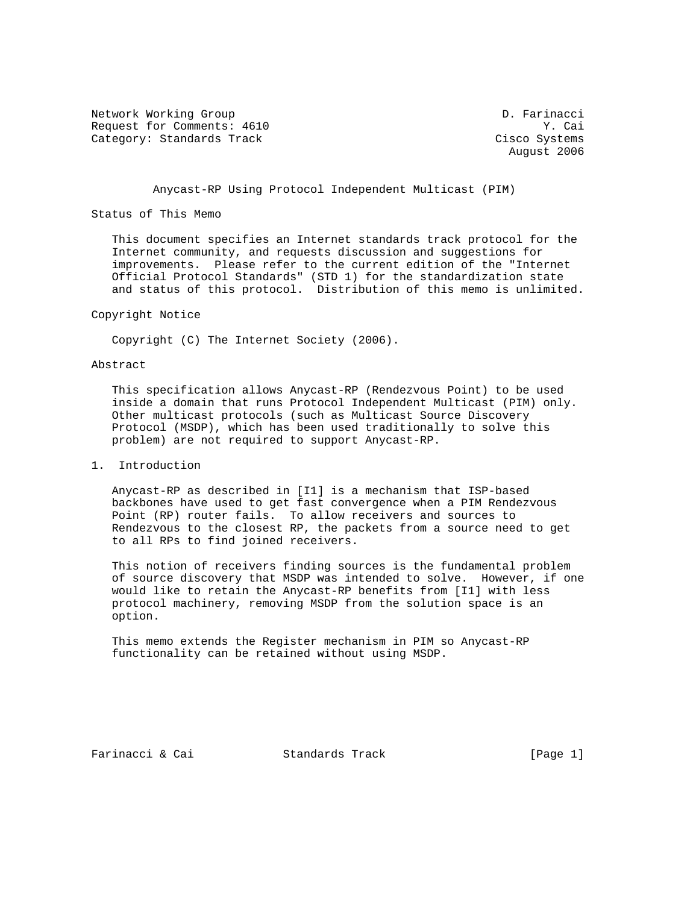Network Working Group D. Farinacci
Request for Comments: 4610 Y. Cai
Category: Standards Track Cisco Systems
August 2006

# Anycast-RP Using Protocol Independent Multicast (PIM)

## Status of This Memo

This document specifies an Internet standards track protocol for the Internet community, and requests discussion and suggestions for improvements. Please refer to the current edition of the "Internet Official Protocol Standards" (STD 1) for the standardization state and status of this protocol. Distribution of this memo is unlimited.

## Copyright Notice

Copyright (C) The Internet Society (2006).

## Abstract

This specification allows Anycast-RP (Rendezvous Point) to be used inside a domain that runs Protocol Independent Multicast (PIM) only. Other multicast protocols (such as Multicast Source Discovery Protocol (MSDP), which has been used traditionally to solve this problem) are not required to support Anycast-RP.

## 1. Introduction

Anycast-RP as described in [I1] is a mechanism that ISP-based backbones have used to get fast convergence when a PIM Rendezvous Point (RP) router fails. To allow receivers and sources to Rendezvous to the closest RP, the packets from a source need to get to all RPs to find joined receivers.

This notion of receivers finding sources is the fundamental problem of source discovery that MSDP was intended to solve. However, if one would like to retain the Anycast-RP benefits from [I1] with less protocol machinery, removing MSDP from the solution space is an option.

This memo extends the Register mechanism in PIM so Anycast-RP functionality can be retained without using MSDP.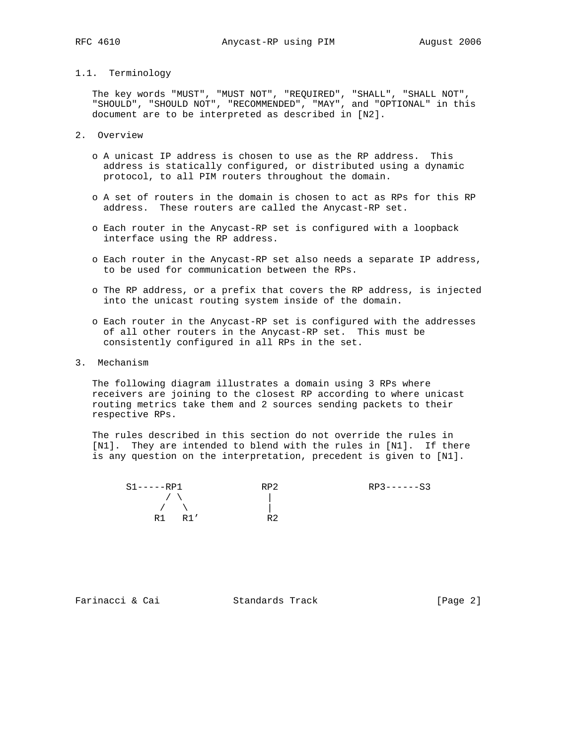### 1.1. Terminology

The key words "MUST", "MUST NOT", "REQUIRED", "SHALL", "SHALL NOT", "SHOULD", "SHOULD NOT", "RECOMMENDED", "MAY", and "OPTIONAL" in this document are to be interpreted as described in [N2].

## 2. Overview

- A unicast IP address is chosen to use as the RP address. This address is statically configured, or distributed using a dynamic protocol, to all PIM routers throughout the domain.

- A set of routers in the domain is chosen to act as RPs for this RP address. These routers are called the Anycast-RP set.

- Each router in the Anycast-RP set is configured with a loopback interface using the RP address.

- Each router in the Anycast-RP set also needs a separate IP address, to be used for communication between the RPs.

- The RP address, or a prefix that covers the RP address, is injected into the unicast routing system inside of the domain.

- Each router in the Anycast-RP set is configured with the addresses of all other routers in the Anycast-RP set. This must be consistently configured in all RPs in the set.

## 3. Mechanism

The following diagram illustrates a domain using 3 RPs where receivers are joining to the closest RP according to where unicast routing metrics take them and 2 sources sending packets to their respective RPs.

The rules described in this section do not override the rules in [N1]. They are intended to blend with the rules in [N1]. If there is any question on the interpretation, precedent is given to [N1].

```
S1-----RP1             RP2               RP3------S3
       / \              |
      /   \             |
     R1   R1'           R2
```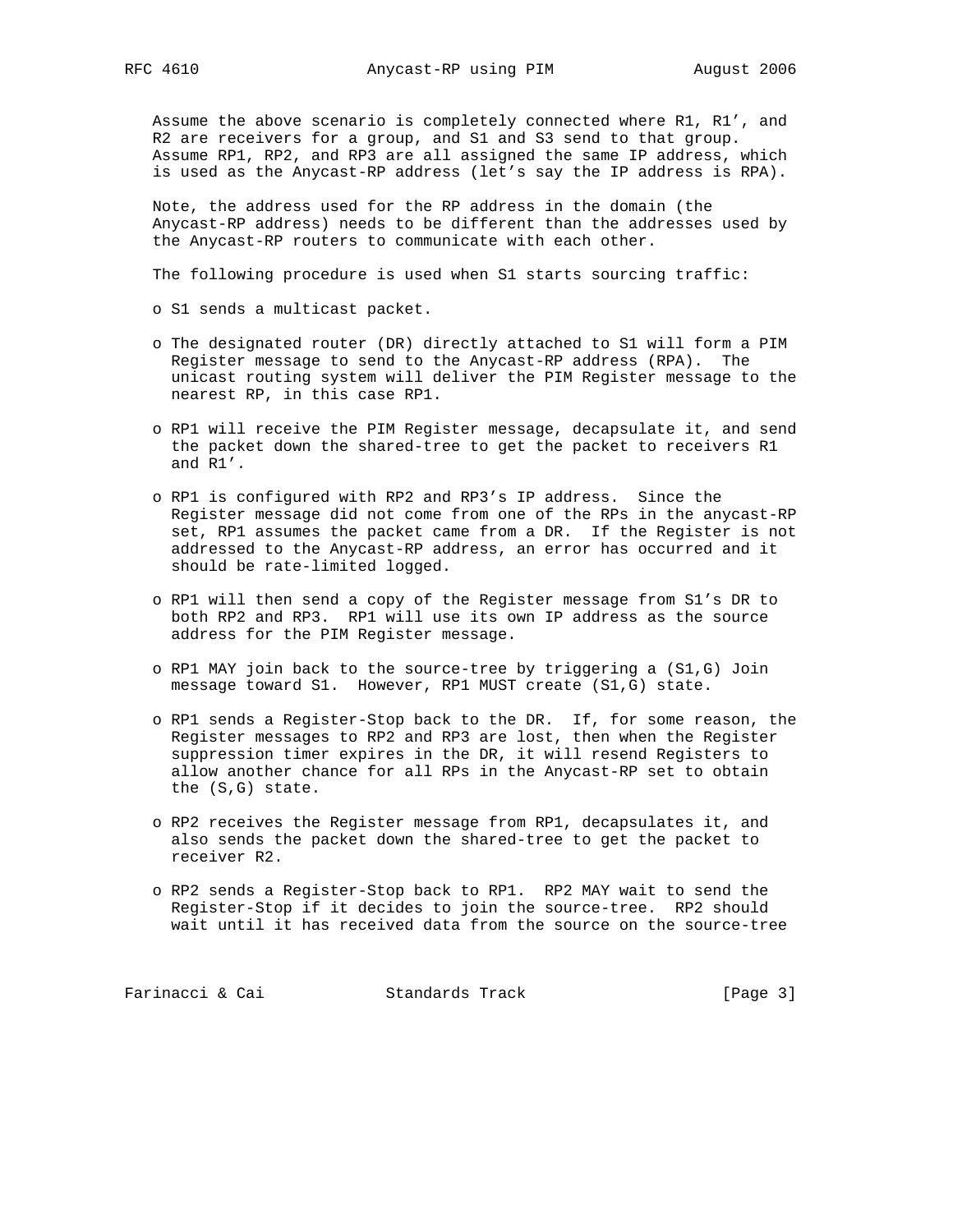Assume the above scenario is completely connected where R1, R1', and R2 are receivers for a group, and S1 and S3 send to that group. Assume RP1, RP2, and RP3 are all assigned the same IP address, which is used as the Anycast-RP address (let's say the IP address is RPA).

Note, the address used for the RP address in the domain (the Anycast-RP address) needs to be different than the addresses used by the Anycast-RP routers to communicate with each other.

The following procedure is used when S1 starts sourcing traffic:

- S1 sends a multicast packet.
- The designated router (DR) directly attached to S1 will form a PIM Register message to send to the Anycast-RP address (RPA). The unicast routing system will deliver the PIM Register message to the nearest RP, in this case RP1.
- RP1 will receive the PIM Register message, decapsulate it, and send the packet down the shared-tree to get the packet to receivers R1 and R1'.
- RP1 is configured with RP2 and RP3's IP address. Since the Register message did not come from one of the RPs in the anycast-RP set, RP1 assumes the packet came from a DR. If the Register is not addressed to the Anycast-RP address, an error has occurred and it should be rate-limited logged.
- RP1 will then send a copy of the Register message from S1's DR to both RP2 and RP3. RP1 will use its own IP address as the source address for the PIM Register message.
- RP1 MAY join back to the source-tree by triggering a (S1,G) Join message toward S1. However, RP1 MUST create (S1,G) state.
- RP1 sends a Register-Stop back to the DR. If, for some reason, the Register messages to RP2 and RP3 are lost, then when the Register suppression timer expires in the DR, it will resend Registers to allow another chance for all RPs in the Anycast-RP set to obtain the (S,G) state.
- RP2 receives the Register message from RP1, decapsulates it, and also sends the packet down the shared-tree to get the packet to receiver R2.
- RP2 sends a Register-Stop back to RP1. RP2 MAY wait to send the Register-Stop if it decides to join the source-tree. RP2 should wait until it has received data from the source on the source-tree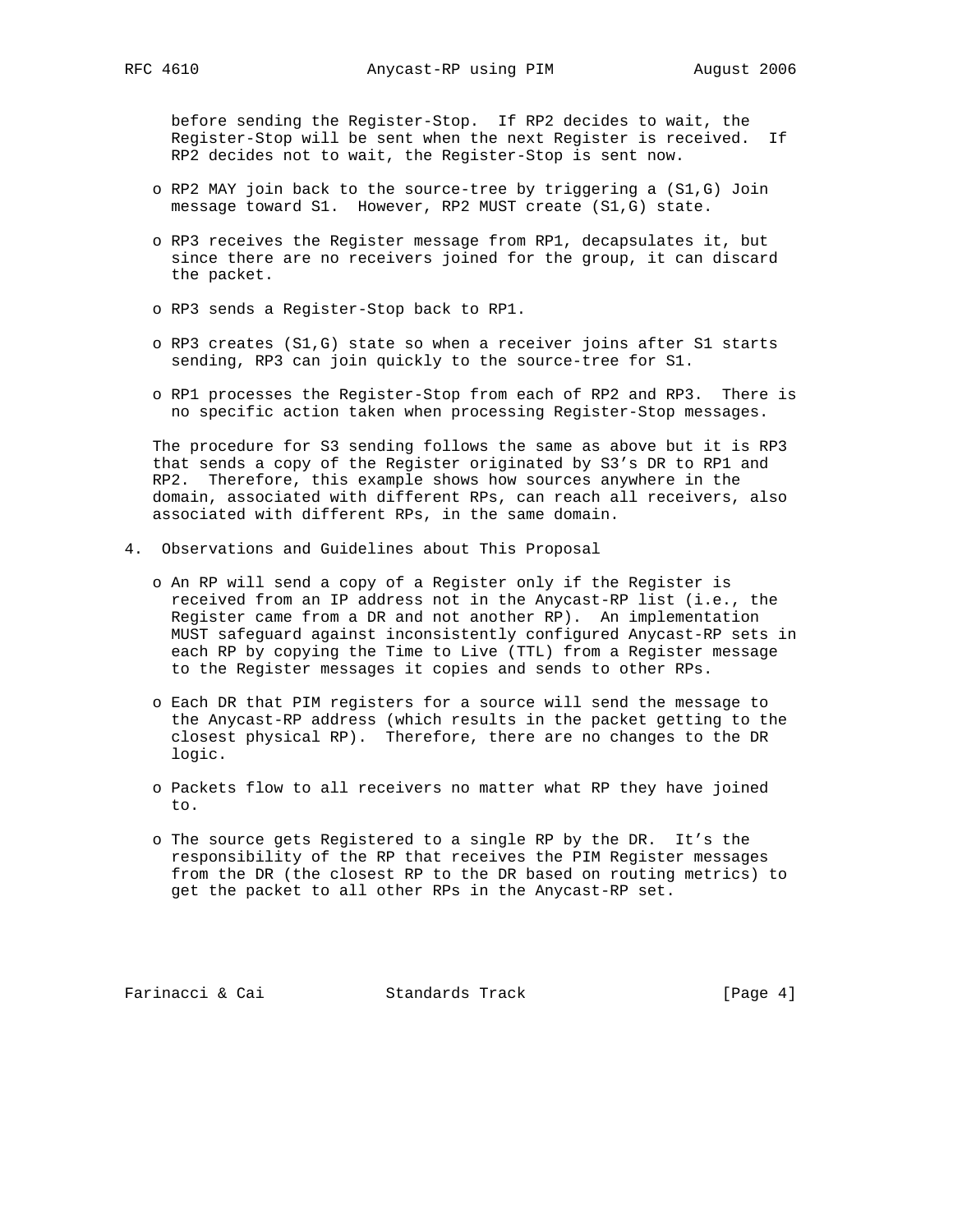before sending the Register-Stop. If RP2 decides to wait, the Register-Stop will be sent when the next Register is received. If RP2 decides not to wait, the Register-Stop is sent now.

- RP2 MAY join back to the source-tree by triggering a (S1,G) Join message toward S1. However, RP2 MUST create (S1,G) state.

- RP3 receives the Register message from RP1, decapsulates it, but since there are no receivers joined for the group, it can discard the packet.

- RP3 sends a Register-Stop back to RP1.

- RP3 creates (S1,G) state so when a receiver joins after S1 starts sending, RP3 can join quickly to the source-tree for S1.

- RP1 processes the Register-Stop from each of RP2 and RP3. There is no specific action taken when processing Register-Stop messages.

The procedure for S3 sending follows the same as above but it is RP3 that sends a copy of the Register originated by S3's DR to RP1 and RP2. Therefore, this example shows how sources anywhere in the domain, associated with different RPs, can reach all receivers, also associated with different RPs, in the same domain.

## 4. Observations and Guidelines about This Proposal

- An RP will send a copy of a Register only if the Register is received from an IP address not in the Anycast-RP list (i.e., the Register came from a DR and not another RP). An implementation MUST safeguard against inconsistently configured Anycast-RP sets in each RP by copying the Time to Live (TTL) from a Register message to the Register messages it copies and sends to other RPs.

- Each DR that PIM registers for a source will send the message to the Anycast-RP address (which results in the packet getting to the closest physical RP). Therefore, there are no changes to the DR logic.

- Packets flow to all receivers no matter what RP they have joined to.

- The source gets Registered to a single RP by the DR. It's the responsibility of the RP that receives the PIM Register messages from the DR (the closest RP to the DR based on routing metrics) to get the packet to all other RPs in the Anycast-RP set.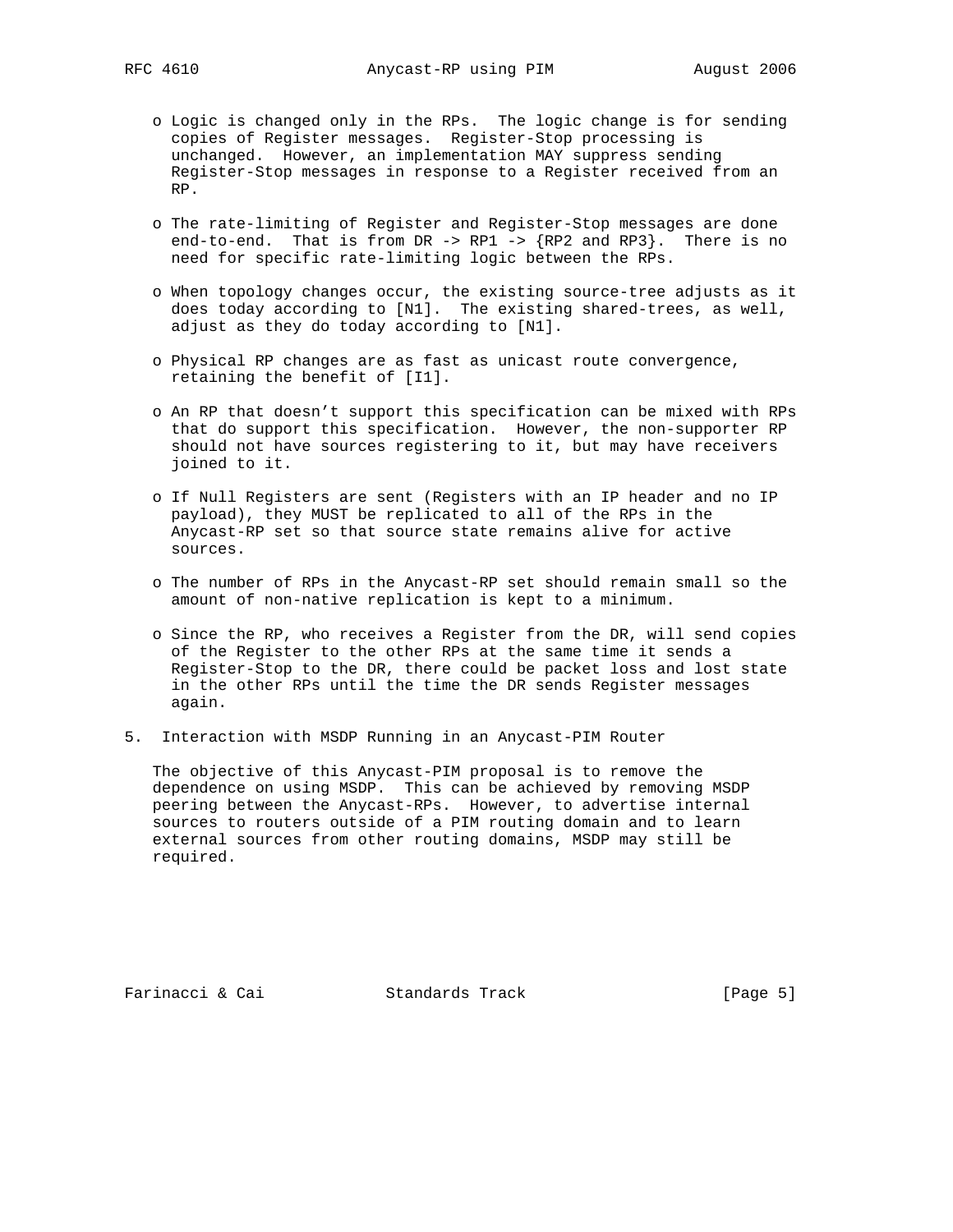- Logic is changed only in the RPs. The logic change is for sending copies of Register messages. Register-Stop processing is unchanged. However, an implementation MAY suppress sending Register-Stop messages in response to a Register received from an RP.

- The rate-limiting of Register and Register-Stop messages are done end-to-end. That is from DR -> RP1 -> {RP2 and RP3}. There is no need for specific rate-limiting logic between the RPs.

- When topology changes occur, the existing source-tree adjusts as it does today according to [N1]. The existing shared-trees, as well, adjust as they do today according to [N1].

- Physical RP changes are as fast as unicast route convergence, retaining the benefit of [I1].

- An RP that doesn't support this specification can be mixed with RPs that do support this specification. However, the non-supporter RP should not have sources registering to it, but may have receivers joined to it.

- If Null Registers are sent (Registers with an IP header and no IP payload), they MUST be replicated to all of the RPs in the Anycast-RP set so that source state remains alive for active sources.

- The number of RPs in the Anycast-RP set should remain small so the amount of non-native replication is kept to a minimum.

- Since the RP, who receives a Register from the DR, will send copies of the Register to the other RPs at the same time it sends a Register-Stop to the DR, there could be packet loss and lost state in the other RPs until the time the DR sends Register messages again.

## 5. Interaction with MSDP Running in an Anycast-PIM Router

The objective of this Anycast-PIM proposal is to remove the dependence on using MSDP. This can be achieved by removing MSDP peering between the Anycast-RPs. However, to advertise internal sources to routers outside of a PIM routing domain and to learn external sources from other routing domains, MSDP may still be required.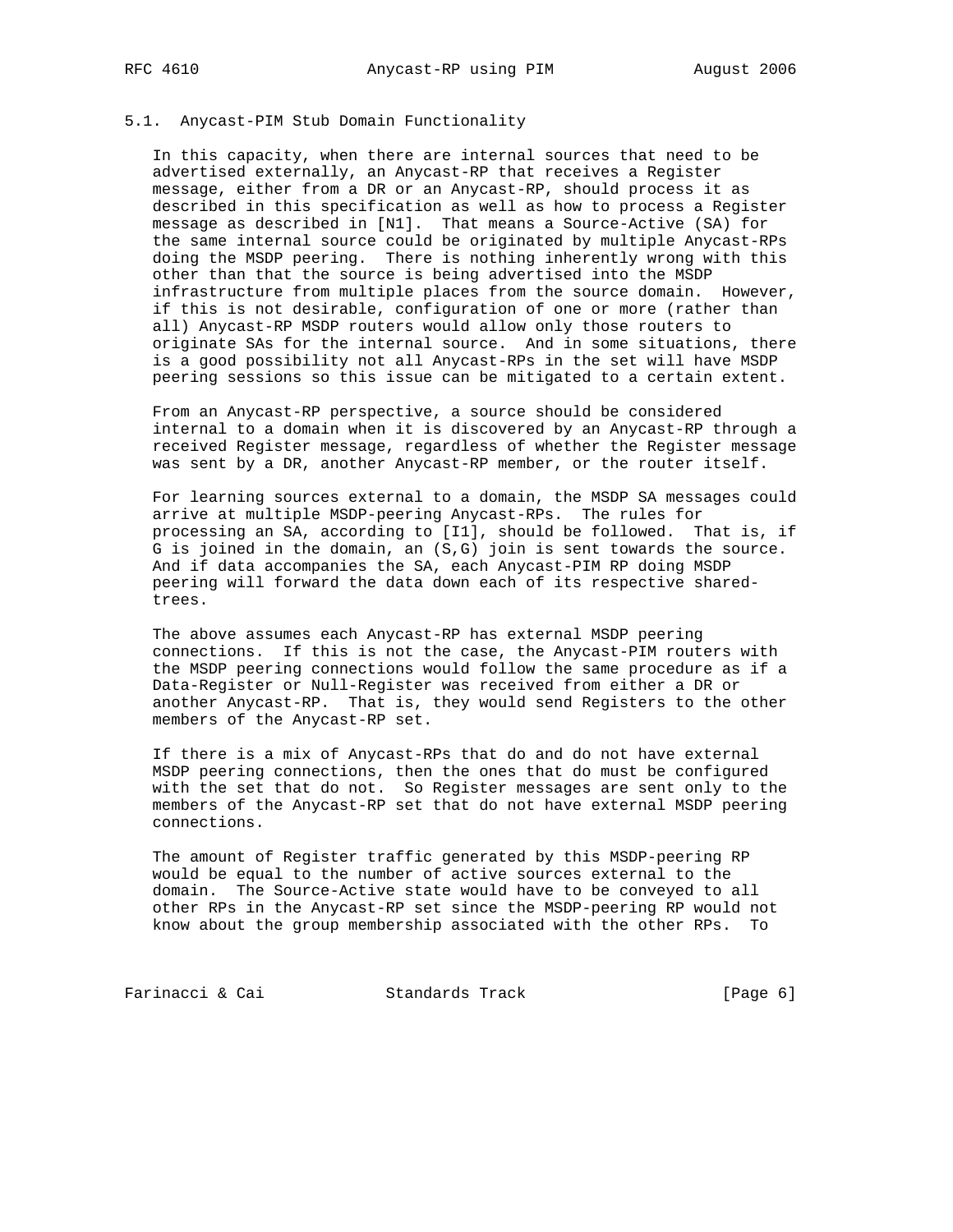### 5.1. Anycast-PIM Stub Domain Functionality

In this capacity, when there are internal sources that need to be advertised externally, an Anycast-RP that receives a Register message, either from a DR or an Anycast-RP, should process it as described in this specification as well as how to process a Register message as described in [N1]. That means a Source-Active (SA) for the same internal source could be originated by multiple Anycast-RPs doing the MSDP peering. There is nothing inherently wrong with this other than that the source is being advertised into the MSDP infrastructure from multiple places from the source domain. However, if this is not desirable, configuration of one or more (rather than all) Anycast-RP MSDP routers would allow only those routers to originate SAs for the internal source. And in some situations, there is a good possibility not all Anycast-RPs in the set will have MSDP peering sessions so this issue can be mitigated to a certain extent.

From an Anycast-RP perspective, a source should be considered internal to a domain when it is discovered by an Anycast-RP through a received Register message, regardless of whether the Register message was sent by a DR, another Anycast-RP member, or the router itself.

For learning sources external to a domain, the MSDP SA messages could arrive at multiple MSDP-peering Anycast-RPs. The rules for processing an SA, according to [I1], should be followed. That is, if G is joined in the domain, an (S,G) join is sent towards the source. And if data accompanies the SA, each Anycast-PIM RP doing MSDP peering will forward the data down each of its respective shared-trees.

The above assumes each Anycast-RP has external MSDP peering connections. If this is not the case, the Anycast-PIM routers with the MSDP peering connections would follow the same procedure as if a Data-Register or Null-Register was received from either a DR or another Anycast-RP. That is, they would send Registers to the other members of the Anycast-RP set.

If there is a mix of Anycast-RPs that do and do not have external MSDP peering connections, then the ones that do must be configured with the set that do not. So Register messages are sent only to the members of the Anycast-RP set that do not have external MSDP peering connections.

The amount of Register traffic generated by this MSDP-peering RP would be equal to the number of active sources external to the domain. The Source-Active state would have to be conveyed to all other RPs in the Anycast-RP set since the MSDP-peering RP would not know about the group membership associated with the other RPs. To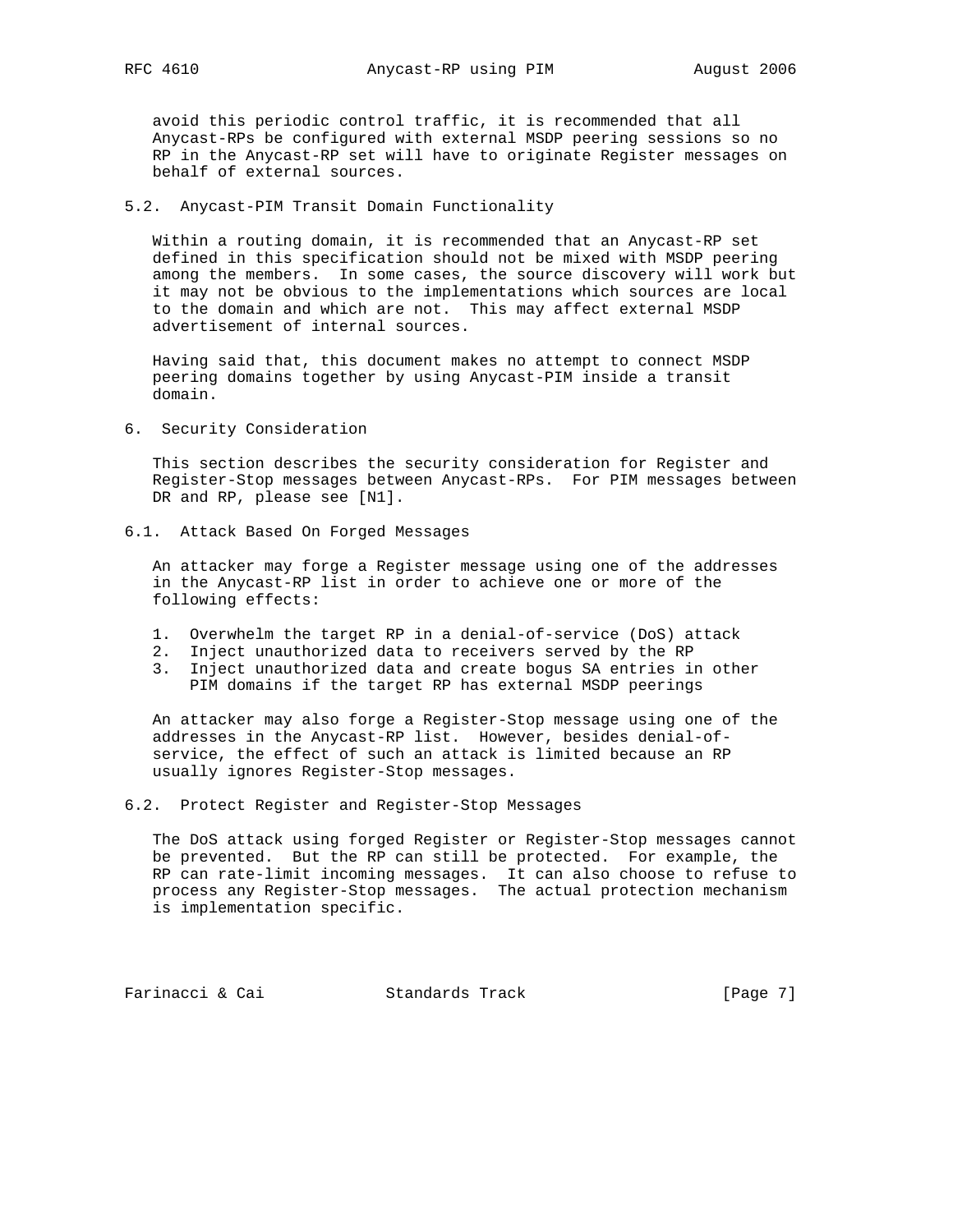avoid this periodic control traffic, it is recommended that all Anycast-RPs be configured with external MSDP peering sessions so no RP in the Anycast-RP set will have to originate Register messages on behalf of external sources.

### 5.2. Anycast-PIM Transit Domain Functionality

Within a routing domain, it is recommended that an Anycast-RP set defined in this specification should not be mixed with MSDP peering among the members. In some cases, the source discovery will work but it may not be obvious to the implementations which sources are local to the domain and which are not. This may affect external MSDP advertisement of internal sources.

Having said that, this document makes no attempt to connect MSDP peering domains together by using Anycast-PIM inside a transit domain.

## 6. Security Consideration

This section describes the security consideration for Register and Register-Stop messages between Anycast-RPs. For PIM messages between DR and RP, please see [N1].

### 6.1. Attack Based On Forged Messages

An attacker may forge a Register message using one of the addresses in the Anycast-RP list in order to achieve one or more of the following effects:

1. Overwhelm the target RP in a denial-of-service (DoS) attack
2. Inject unauthorized data to receivers served by the RP
3. Inject unauthorized data and create bogus SA entries in other PIM domains if the target RP has external MSDP peerings

An attacker may also forge a Register-Stop message using one of the addresses in the Anycast-RP list. However, besides denial-of-service, the effect of such an attack is limited because an RP usually ignores Register-Stop messages.

### 6.2. Protect Register and Register-Stop Messages

The DoS attack using forged Register or Register-Stop messages cannot be prevented. But the RP can still be protected. For example, the RP can rate-limit incoming messages. It can also choose to refuse to process any Register-Stop messages. The actual protection mechanism is implementation specific.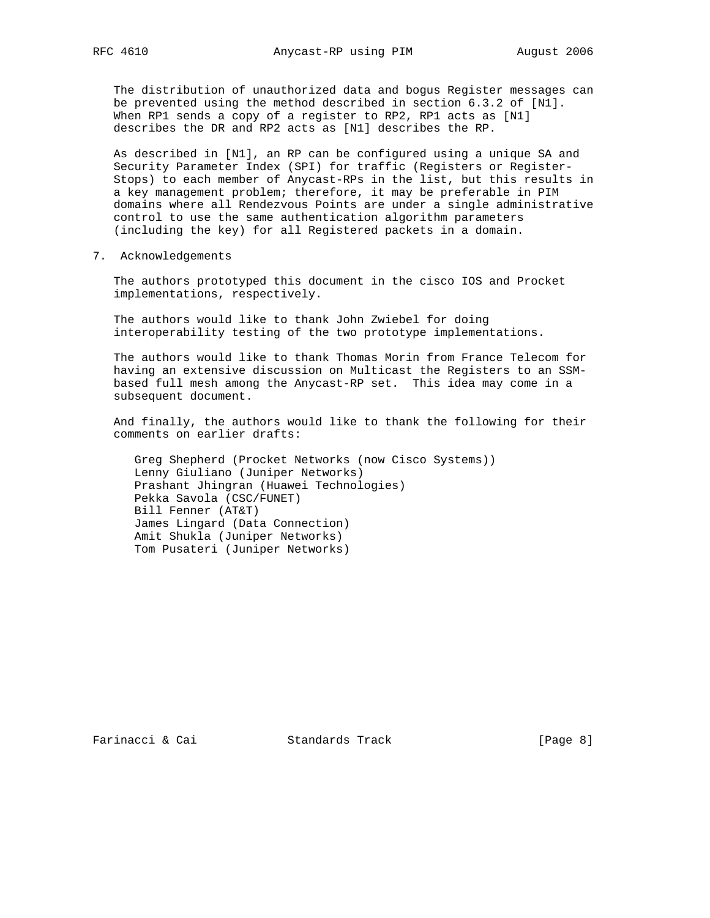The distribution of unauthorized data and bogus Register messages can be prevented using the method described in section 6.3.2 of [N1]. When RP1 sends a copy of a register to RP2, RP1 acts as [N1] describes the DR and RP2 acts as [N1] describes the RP.

As described in [N1], an RP can be configured using a unique SA and Security Parameter Index (SPI) for traffic (Registers or Register-Stops) to each member of Anycast-RPs in the list, but this results in a key management problem; therefore, it may be preferable in PIM domains where all Rendezvous Points are under a single administrative control to use the same authentication algorithm parameters (including the key) for all Registered packets in a domain.

## 7. Acknowledgements

The authors prototyped this document in the cisco IOS and Procket implementations, respectively.

The authors would like to thank John Zwiebel for doing interoperability testing of the two prototype implementations.

The authors would like to thank Thomas Morin from France Telecom for having an extensive discussion on Multicast the Registers to an SSM-based full mesh among the Anycast-RP set. This idea may come in a subsequent document.

And finally, the authors would like to thank the following for their comments on earlier drafts:

Greg Shepherd (Procket Networks (now Cisco Systems))
Lenny Giuliano (Juniper Networks)
Prashant Jhingran (Huawei Technologies)
Pekka Savola (CSC/FUNET)
Bill Fenner (AT&T)
James Lingard (Data Connection)
Amit Shukla (Juniper Networks)
Tom Pusateri (Juniper Networks)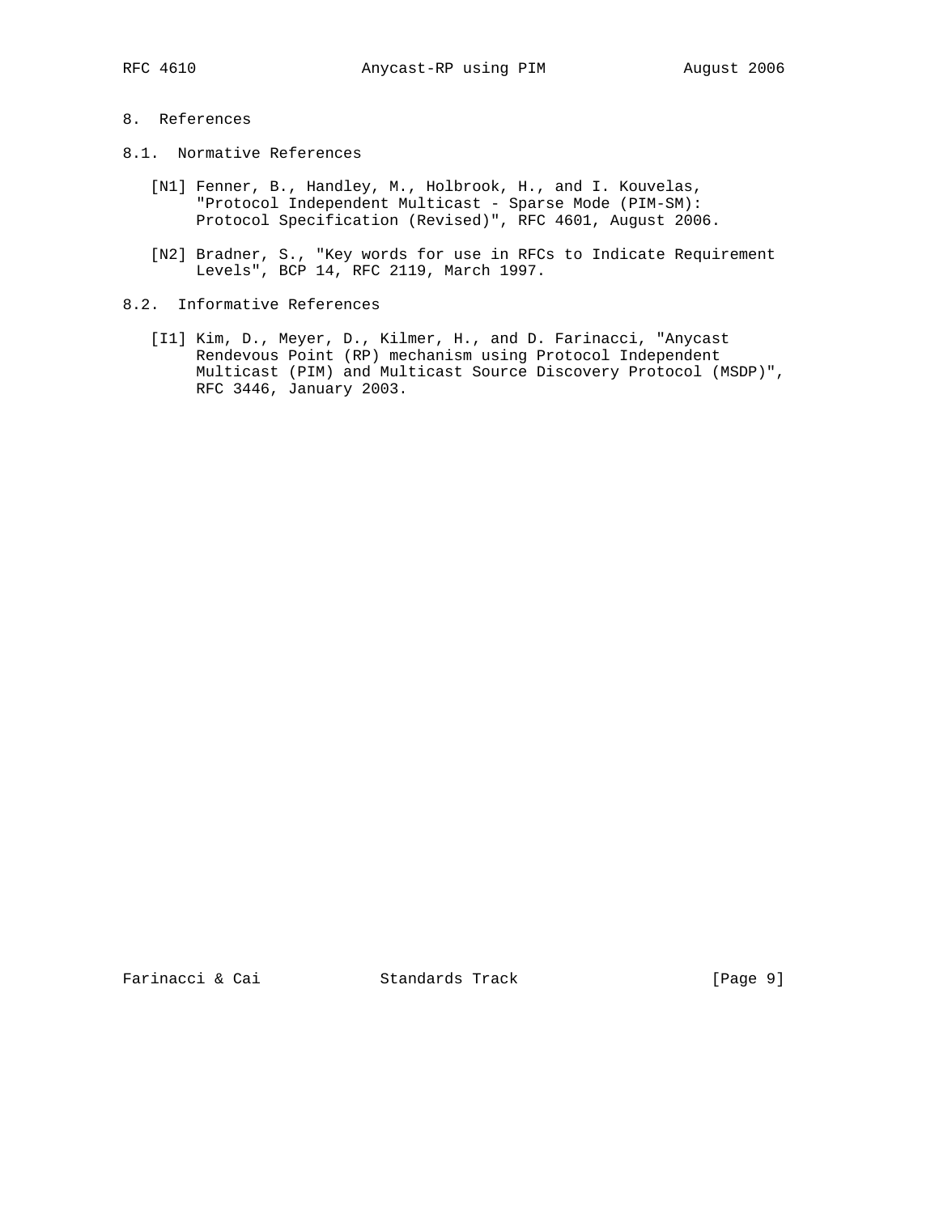## 8. References

### 8.1. Normative References

[N1] Fenner, B., Handley, M., Holbrook, H., and I. Kouvelas, "Protocol Independent Multicast - Sparse Mode (PIM-SM): Protocol Specification (Revised)", RFC 4601, August 2006.

[N2] Bradner, S., "Key words for use in RFCs to Indicate Requirement Levels", BCP 14, RFC 2119, March 1997.

### 8.2. Informative References

[I1] Kim, D., Meyer, D., Kilmer, H., and D. Farinacci, "Anycast Rendevous Point (RP) mechanism using Protocol Independent Multicast (PIM) and Multicast Source Discovery Protocol (MSDP)", RFC 3446, January 2003.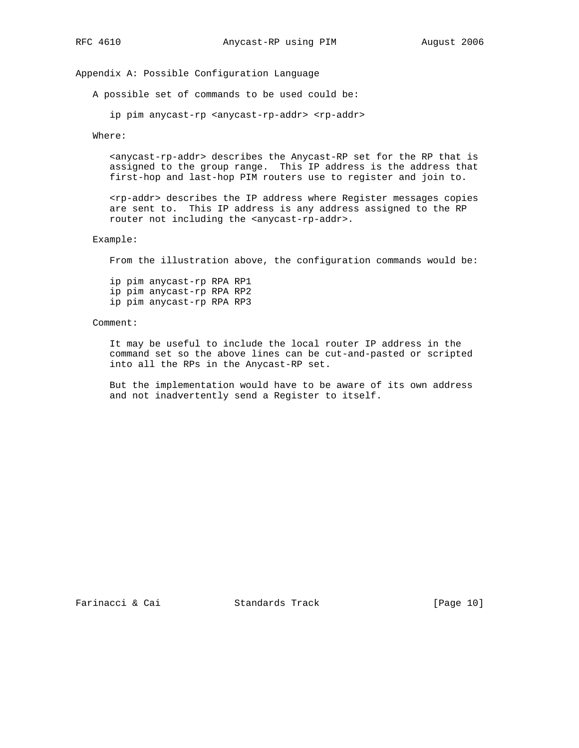## Appendix A: Possible Configuration Language

A possible set of commands to be used could be:

```
ip pim anycast-rp <anycast-rp-addr> <rp-addr>
```

Where:

<anycast-rp-addr> describes the Anycast-RP set for the RP that is assigned to the group range. This IP address is the address that first-hop and last-hop PIM routers use to register and join to.

<rp-addr> describes the IP address where Register messages copies are sent to. This IP address is any address assigned to the RP router not including the <anycast-rp-addr>.

Example:

From the illustration above, the configuration commands would be:

```
ip pim anycast-rp RPA RP1
ip pim anycast-rp RPA RP2
ip pim anycast-rp RPA RP3
```

Comment:

It may be useful to include the local router IP address in the command set so the above lines can be cut-and-pasted or scripted into all the RPs in the Anycast-RP set.

But the implementation would have to be aware of its own address and not inadvertently send a Register to itself.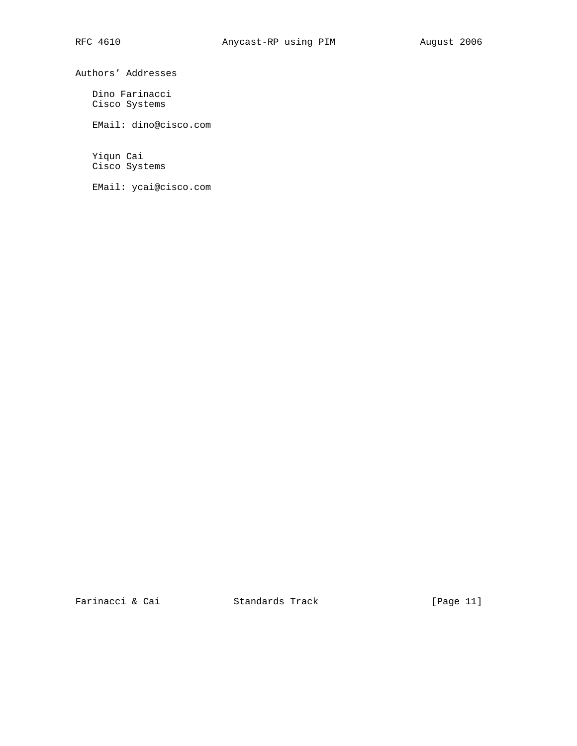## Authors' Addresses

Dino Farinacci
Cisco Systems

EMail: dino@cisco.com

Yiqun Cai
Cisco Systems

EMail: ycai@cisco.com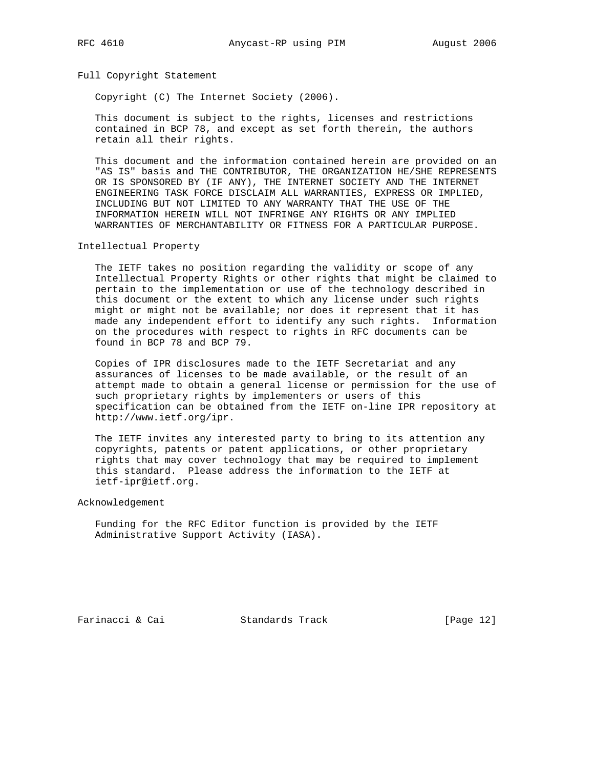## Full Copyright Statement

Copyright (C) The Internet Society (2006).

This document is subject to the rights, licenses and restrictions contained in BCP 78, and except as set forth therein, the authors retain all their rights.

This document and the information contained herein are provided on an "AS IS" basis and THE CONTRIBUTOR, THE ORGANIZATION HE/SHE REPRESENTS OR IS SPONSORED BY (IF ANY), THE INTERNET SOCIETY AND THE INTERNET ENGINEERING TASK FORCE DISCLAIM ALL WARRANTIES, EXPRESS OR IMPLIED, INCLUDING BUT NOT LIMITED TO ANY WARRANTY THAT THE USE OF THE INFORMATION HEREIN WILL NOT INFRINGE ANY RIGHTS OR ANY IMPLIED WARRANTIES OF MERCHANTABILITY OR FITNESS FOR A PARTICULAR PURPOSE.

## Intellectual Property

The IETF takes no position regarding the validity or scope of any Intellectual Property Rights or other rights that might be claimed to pertain to the implementation or use of the technology described in this document or the extent to which any license under such rights might or might not be available; nor does it represent that it has made any independent effort to identify any such rights. Information on the procedures with respect to rights in RFC documents can be found in BCP 78 and BCP 79.

Copies of IPR disclosures made to the IETF Secretariat and any assurances of licenses to be made available, or the result of an attempt made to obtain a general license or permission for the use of such proprietary rights by implementers or users of this specification can be obtained from the IETF on-line IPR repository at http://www.ietf.org/ipr.

The IETF invites any interested party to bring to its attention any copyrights, patents or patent applications, or other proprietary rights that may cover technology that may be required to implement this standard. Please address the information to the IETF at ietf-ipr@ietf.org.

## Acknowledgement

Funding for the RFC Editor function is provided by the IETF Administrative Support Activity (IASA).